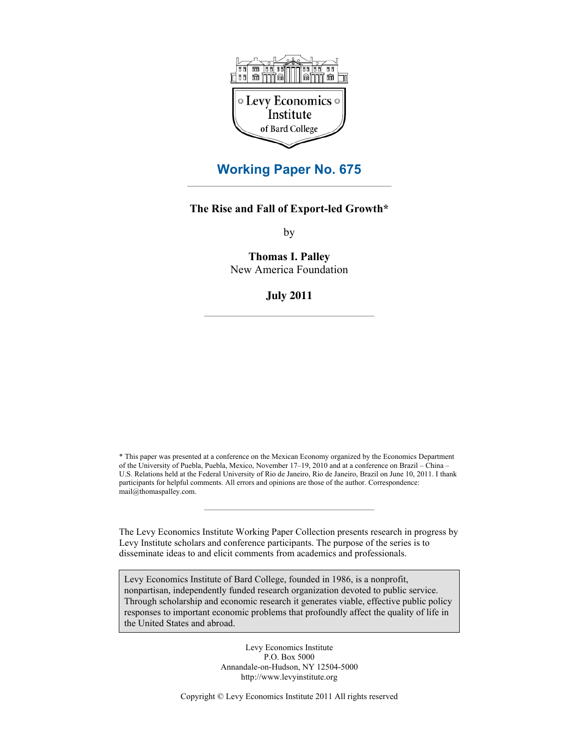Levy Economics Institute of Bard College

# Working Paper No. 675

## The Rise and Fall of Export-led Growth*

by

**Thomas I. Palley**
New America Foundation

**July 2011**

\* This paper was presented at a conference on the Mexican Economy organized by the Economics Department of the University of Puebla, Puebla, Mexico, November 17–19, 2010 and at a conference on Brazil – China – U.S. Relations held at the Federal University of Rio de Janeiro, Rio de Janeiro, Brazil on June 10, 2011. I thank participants for helpful comments. All errors and opinions are those of the author. Correspondence: mail@thomaspalley.com.

The Levy Economics Institute Working Paper Collection presents research in progress by Levy Institute scholars and conference participants. The purpose of the series is to disseminate ideas to and elicit comments from academics and professionals.

Levy Economics Institute of Bard College, founded in 1986, is a nonprofit, nonpartisan, independently funded research organization devoted to public service. Through scholarship and economic research it generates viable, effective public policy responses to important economic problems that profoundly affect the quality of life in the United States and abroad.

Levy Economics Institute
P.O. Box 5000
Annandale-on-Hudson, NY 12504-5000
http://www.levyinstitute.org

Copyright © Levy Economics Institute 2011 All rights reserved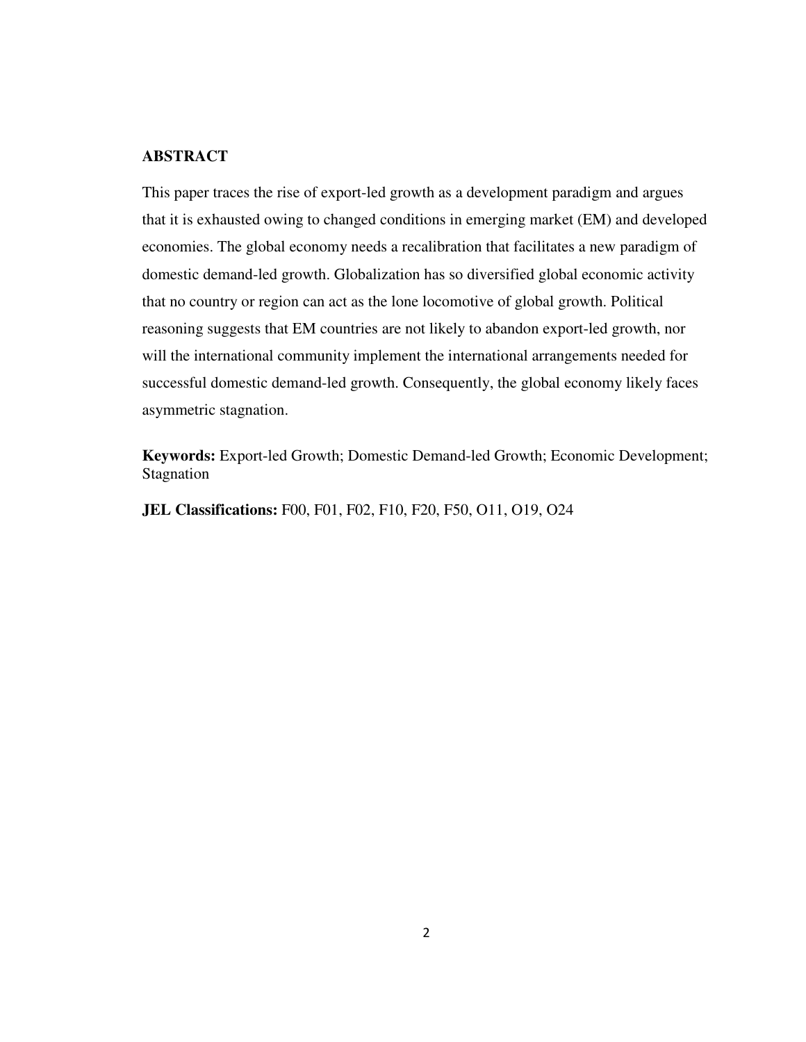## ABSTRACT

This paper traces the rise of export-led growth as a development paradigm and argues that it is exhausted owing to changed conditions in emerging market (EM) and developed economies. The global economy needs a recalibration that facilitates a new paradigm of domestic demand-led growth. Globalization has so diversified global economic activity that no country or region can act as the lone locomotive of global growth. Political reasoning suggests that EM countries are not likely to abandon export-led growth, nor will the international community implement the international arrangements needed for successful domestic demand-led growth. Consequently, the global economy likely faces asymmetric stagnation.

**Keywords:** Export-led Growth; Domestic Demand-led Growth; Economic Development; Stagnation

**JEL Classifications:** F00, F01, F02, F10, F20, F50, O11, O19, O24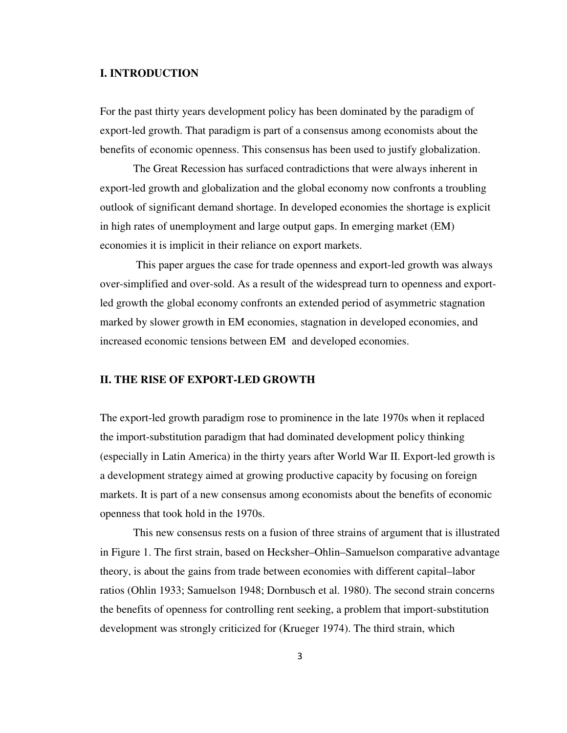## I. INTRODUCTION

For the past thirty years development policy has been dominated by the paradigm of export-led growth. That paradigm is part of a consensus among economists about the benefits of economic openness. This consensus has been used to justify globalization.

The Great Recession has surfaced contradictions that were always inherent in export-led growth and globalization and the global economy now confronts a troubling outlook of significant demand shortage. In developed economies the shortage is explicit in high rates of unemployment and large output gaps. In emerging market (EM) economies it is implicit in their reliance on export markets.

This paper argues the case for trade openness and export-led growth was always over-simplified and over-sold. As a result of the widespread turn to openness and export-led growth the global economy confronts an extended period of asymmetric stagnation marked by slower growth in EM economies, stagnation in developed economies, and increased economic tensions between EM and developed economies.

## II. THE RISE OF EXPORT-LED GROWTH

The export-led growth paradigm rose to prominence in the late 1970s when it replaced the import-substitution paradigm that had dominated development policy thinking (especially in Latin America) in the thirty years after World War II. Export-led growth is a development strategy aimed at growing productive capacity by focusing on foreign markets. It is part of a new consensus among economists about the benefits of economic openness that took hold in the 1970s.

This new consensus rests on a fusion of three strains of argument that is illustrated in Figure 1. The first strain, based on Hecksher–Ohlin–Samuelson comparative advantage theory, is about the gains from trade between economies with different capital–labor ratios (Ohlin 1933; Samuelson 1948; Dornbusch et al. 1980). The second strain concerns the benefits of openness for controlling rent seeking, a problem that import-substitution development was strongly criticized for (Krueger 1974). The third strain, which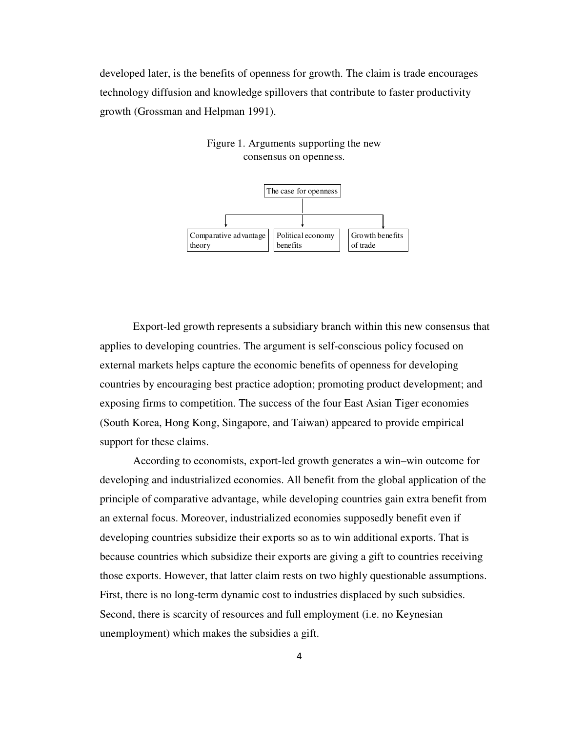developed later, is the benefits of openness for growth. The claim is trade encourages technology diffusion and knowledge spillovers that contribute to faster productivity growth (Grossman and Helpman 1991).

Figure 1. Arguments supporting the new consensus on openness.

The case for openness

Comparative advantage theory | Political economy benefits | Growth benefits of trade

Export-led growth represents a subsidiary branch within this new consensus that applies to developing countries. The argument is self-conscious policy focused on external markets helps capture the economic benefits of openness for developing countries by encouraging best practice adoption; promoting product development; and exposing firms to competition. The success of the four East Asian Tiger economies (South Korea, Hong Kong, Singapore, and Taiwan) appeared to provide empirical support for these claims.

According to economists, export-led growth generates a win–win outcome for developing and industrialized economies. All benefit from the global application of the principle of comparative advantage, while developing countries gain extra benefit from an external focus. Moreover, industrialized economies supposedly benefit even if developing countries subsidize their exports so as to win additional exports. That is because countries which subsidize their exports are giving a gift to countries receiving those exports. However, that latter claim rests on two highly questionable assumptions. First, there is no long-term dynamic cost to industries displaced by such subsidies. Second, there is scarcity of resources and full employment (i.e. no Keynesian unemployment) which makes the subsidies a gift.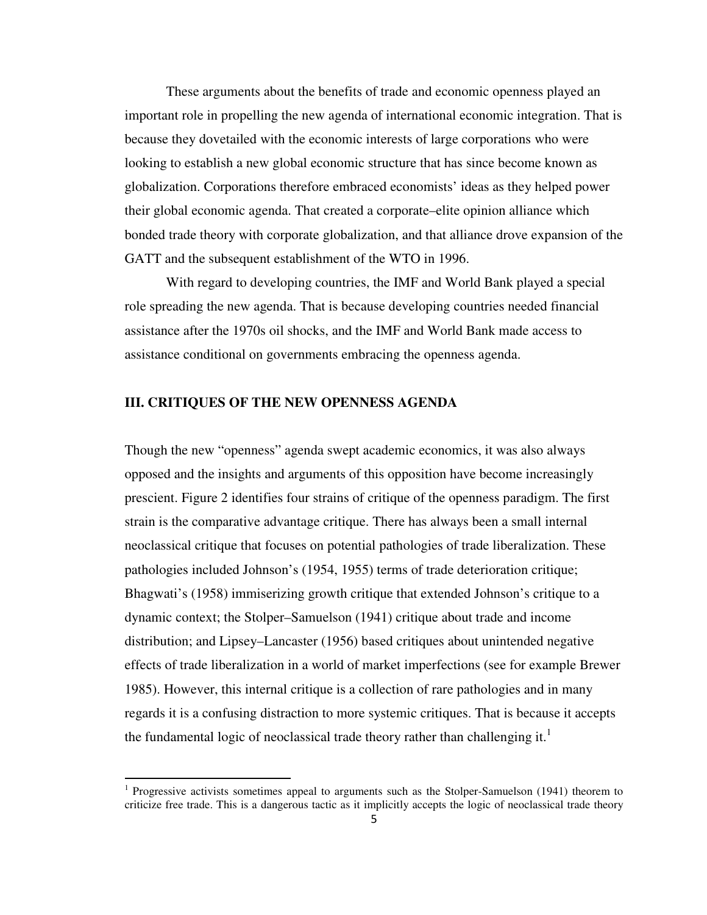These arguments about the benefits of trade and economic openness played an important role in propelling the new agenda of international economic integration. That is because they dovetailed with the economic interests of large corporations who were looking to establish a new global economic structure that has since become known as globalization. Corporations therefore embraced economists' ideas as they helped power their global economic agenda. That created a corporate–elite opinion alliance which bonded trade theory with corporate globalization, and that alliance drove expansion of the GATT and the subsequent establishment of the WTO in 1996.

With regard to developing countries, the IMF and World Bank played a special role spreading the new agenda. That is because developing countries needed financial assistance after the 1970s oil shocks, and the IMF and World Bank made access to assistance conditional on governments embracing the openness agenda.

## III. CRITIQUES OF THE NEW OPENNESS AGENDA

Though the new "openness" agenda swept academic economics, it was also always opposed and the insights and arguments of this opposition have become increasingly prescient. Figure 2 identifies four strains of critique of the openness paradigm. The first strain is the comparative advantage critique. There has always been a small internal neoclassical critique that focuses on potential pathologies of trade liberalization. These pathologies included Johnson's (1954, 1955) terms of trade deterioration critique; Bhagwati's (1958) immiserizing growth critique that extended Johnson's critique to a dynamic context; the Stolper–Samuelson (1941) critique about trade and income distribution; and Lipsey–Lancaster (1956) based critiques about unintended negative effects of trade liberalization in a world of market imperfections (see for example Brewer 1985). However, this internal critique is a collection of rare pathologies and in many regards it is a confusing distraction to more systemic critiques. That is because it accepts the fundamental logic of neoclassical trade theory rather than challenging it.[1]

[1] Progressive activists sometimes appeal to arguments such as the Stolper-Samuelson (1941) theorem to criticize free trade. This is a dangerous tactic as it implicitly accepts the logic of neoclassical trade theory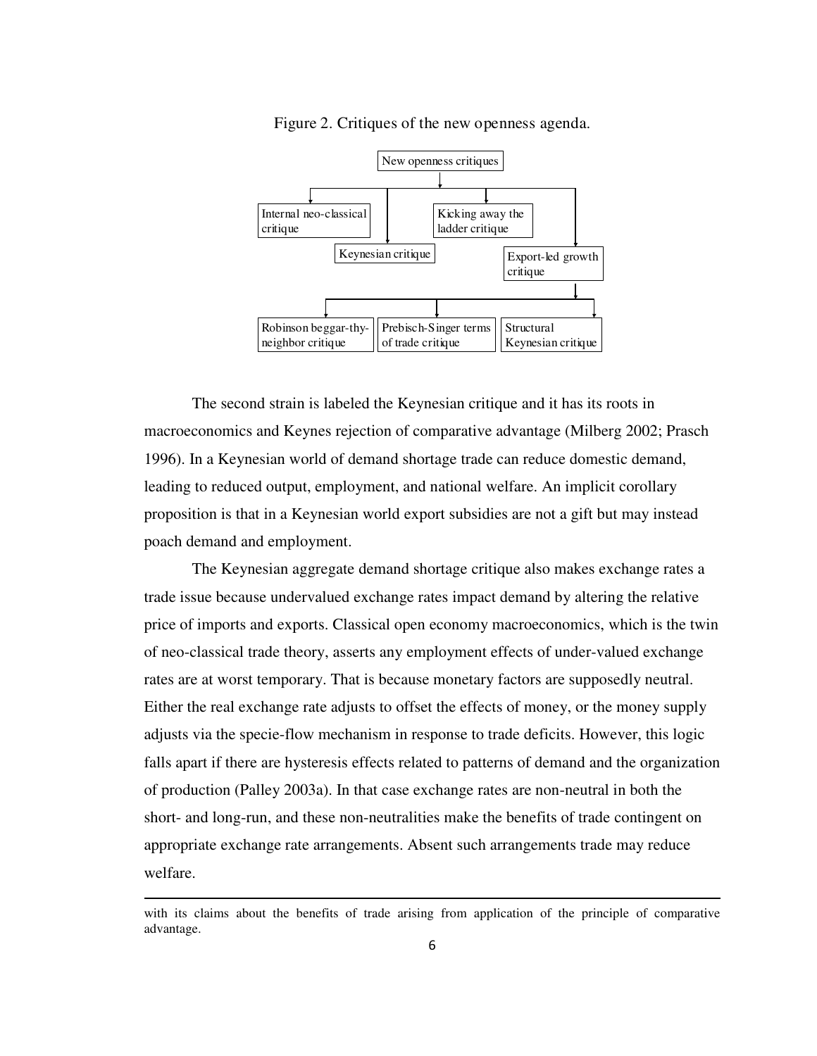Figure 2. Critiques of the new openness agenda.

- New openness critiques
  - Internal neo-classical critique
  - Keynesian critique
  - Kicking away the ladder critique
  - Export-led growth critique
    - Robinson beggar-thy-neighbor critique
    - Prebisch-Singer terms of trade critique
    - Structural Keynesian critique

The second strain is labeled the Keynesian critique and it has its roots in macroeconomics and Keynes rejection of comparative advantage (Milberg 2002; Prasch 1996). In a Keynesian world of demand shortage trade can reduce domestic demand, leading to reduced output, employment, and national welfare. An implicit corollary proposition is that in a Keynesian world export subsidies are not a gift but may instead poach demand and employment.

The Keynesian aggregate demand shortage critique also makes exchange rates a trade issue because undervalued exchange rates impact demand by altering the relative price of imports and exports. Classical open economy macroeconomics, which is the twin of neo-classical trade theory, asserts any employment effects of under-valued exchange rates are at worst temporary. That is because monetary factors are supposedly neutral. Either the real exchange rate adjusts to offset the effects of money, or the money supply adjusts via the specie-flow mechanism in response to trade deficits. However, this logic falls apart if there are hysteresis effects related to patterns of demand and the organization of production (Palley 2003a). In that case exchange rates are non-neutral in both the short- and long-run, and these non-neutralities make the benefits of trade contingent on appropriate exchange rate arrangements. Absent such arrangements trade may reduce welfare.

---

with its claims about the benefits of trade arising from application of the principle of comparative advantage.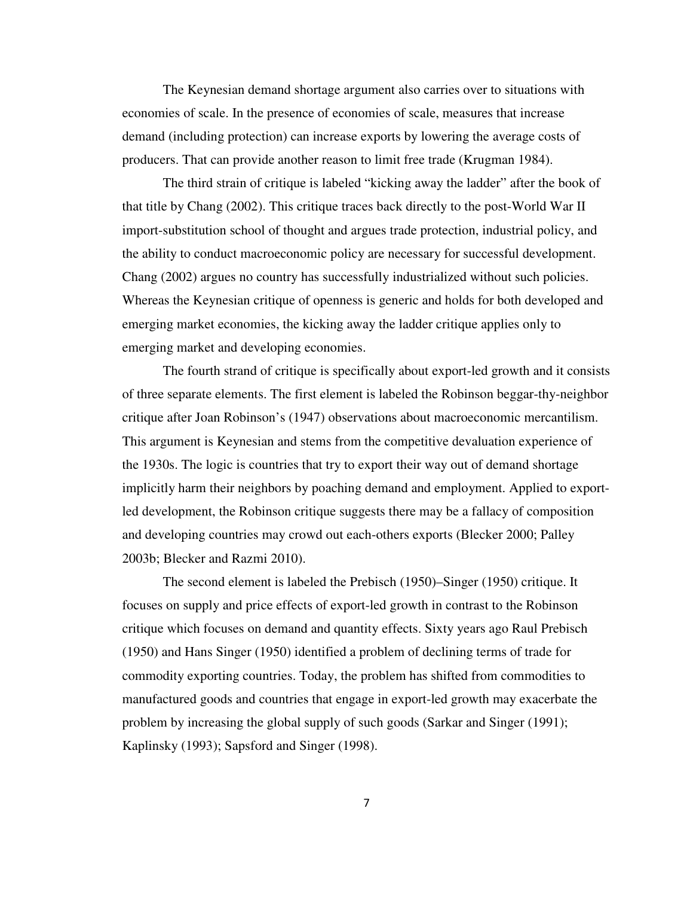The Keynesian demand shortage argument also carries over to situations with economies of scale. In the presence of economies of scale, measures that increase demand (including protection) can increase exports by lowering the average costs of producers. That can provide another reason to limit free trade (Krugman 1984).

The third strain of critique is labeled "kicking away the ladder" after the book of that title by Chang (2002). This critique traces back directly to the post-World War II import-substitution school of thought and argues trade protection, industrial policy, and the ability to conduct macroeconomic policy are necessary for successful development. Chang (2002) argues no country has successfully industrialized without such policies. Whereas the Keynesian critique of openness is generic and holds for both developed and emerging market economies, the kicking away the ladder critique applies only to emerging market and developing economies.

The fourth strand of critique is specifically about export-led growth and it consists of three separate elements. The first element is labeled the Robinson beggar-thy-neighbor critique after Joan Robinson's (1947) observations about macroeconomic mercantilism. This argument is Keynesian and stems from the competitive devaluation experience of the 1930s. The logic is countries that try to export their way out of demand shortage implicitly harm their neighbors by poaching demand and employment. Applied to export-led development, the Robinson critique suggests there may be a fallacy of composition and developing countries may crowd out each-others exports (Blecker 2000; Palley 2003b; Blecker and Razmi 2010).

The second element is labeled the Prebisch (1950)–Singer (1950) critique. It focuses on supply and price effects of export-led growth in contrast to the Robinson critique which focuses on demand and quantity effects. Sixty years ago Raul Prebisch (1950) and Hans Singer (1950) identified a problem of declining terms of trade for commodity exporting countries. Today, the problem has shifted from commodities to manufactured goods and countries that engage in export-led growth may exacerbate the problem by increasing the global supply of such goods (Sarkar and Singer (1991); Kaplinsky (1993); Sapsford and Singer (1998).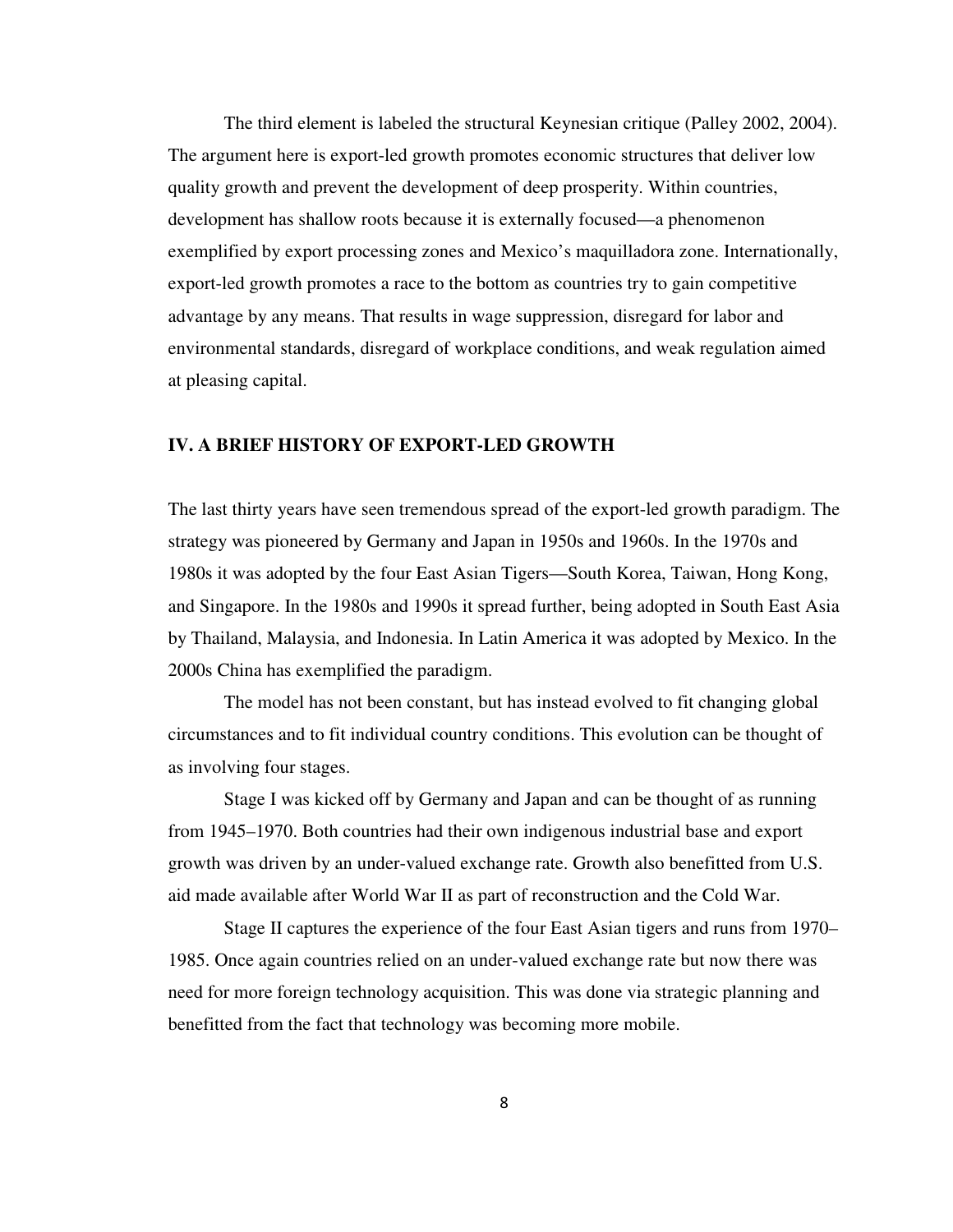The third element is labeled the structural Keynesian critique (Palley 2002, 2004). The argument here is export-led growth promotes economic structures that deliver low quality growth and prevent the development of deep prosperity. Within countries, development has shallow roots because it is externally focused—a phenomenon exemplified by export processing zones and Mexico's maquilladora zone. Internationally, export-led growth promotes a race to the bottom as countries try to gain competitive advantage by any means. That results in wage suppression, disregard for labor and environmental standards, disregard of workplace conditions, and weak regulation aimed at pleasing capital.

## IV. A BRIEF HISTORY OF EXPORT-LED GROWTH

The last thirty years have seen tremendous spread of the export-led growth paradigm. The strategy was pioneered by Germany and Japan in 1950s and 1960s. In the 1970s and 1980s it was adopted by the four East Asian Tigers—South Korea, Taiwan, Hong Kong, and Singapore. In the 1980s and 1990s it spread further, being adopted in South East Asia by Thailand, Malaysia, and Indonesia. In Latin America it was adopted by Mexico. In the 2000s China has exemplified the paradigm.

The model has not been constant, but has instead evolved to fit changing global circumstances and to fit individual country conditions. This evolution can be thought of as involving four stages.

Stage I was kicked off by Germany and Japan and can be thought of as running from 1945–1970. Both countries had their own indigenous industrial base and export growth was driven by an under-valued exchange rate. Growth also benefitted from U.S. aid made available after World War II as part of reconstruction and the Cold War.

Stage II captures the experience of the four East Asian tigers and runs from 1970–1985. Once again countries relied on an under-valued exchange rate but now there was need for more foreign technology acquisition. This was done via strategic planning and benefitted from the fact that technology was becoming more mobile.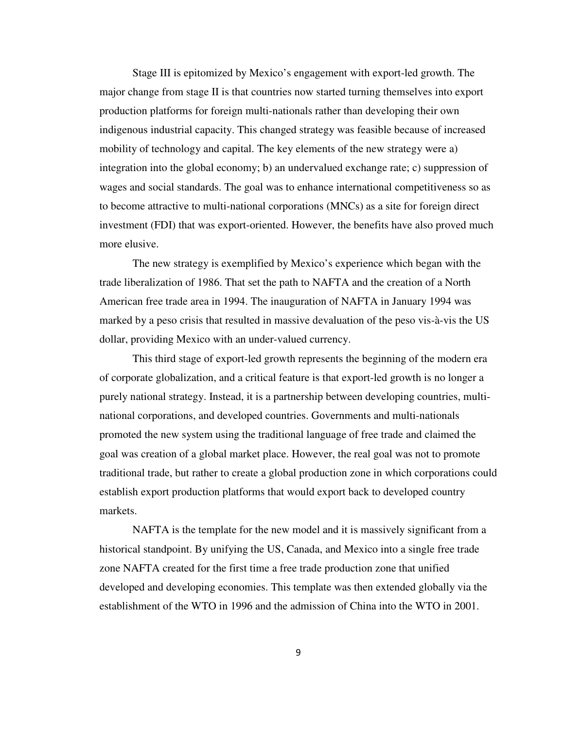Stage III is epitomized by Mexico's engagement with export-led growth. The major change from stage II is that countries now started turning themselves into export production platforms for foreign multi-nationals rather than developing their own indigenous industrial capacity. This changed strategy was feasible because of increased mobility of technology and capital. The key elements of the new strategy were a) integration into the global economy; b) an undervalued exchange rate; c) suppression of wages and social standards. The goal was to enhance international competitiveness so as to become attractive to multi-national corporations (MNCs) as a site for foreign direct investment (FDI) that was export-oriented. However, the benefits have also proved much more elusive.

The new strategy is exemplified by Mexico's experience which began with the trade liberalization of 1986. That set the path to NAFTA and the creation of a North American free trade area in 1994. The inauguration of NAFTA in January 1994 was marked by a peso crisis that resulted in massive devaluation of the peso vis-à-vis the US dollar, providing Mexico with an under-valued currency.

This third stage of export-led growth represents the beginning of the modern era of corporate globalization, and a critical feature is that export-led growth is no longer a purely national strategy. Instead, it is a partnership between developing countries, multi-national corporations, and developed countries. Governments and multi-nationals promoted the new system using the traditional language of free trade and claimed the goal was creation of a global market place. However, the real goal was not to promote traditional trade, but rather to create a global production zone in which corporations could establish export production platforms that would export back to developed country markets.

NAFTA is the template for the new model and it is massively significant from a historical standpoint. By unifying the US, Canada, and Mexico into a single free trade zone NAFTA created for the first time a free trade production zone that unified developed and developing economies. This template was then extended globally via the establishment of the WTO in 1996 and the admission of China into the WTO in 2001.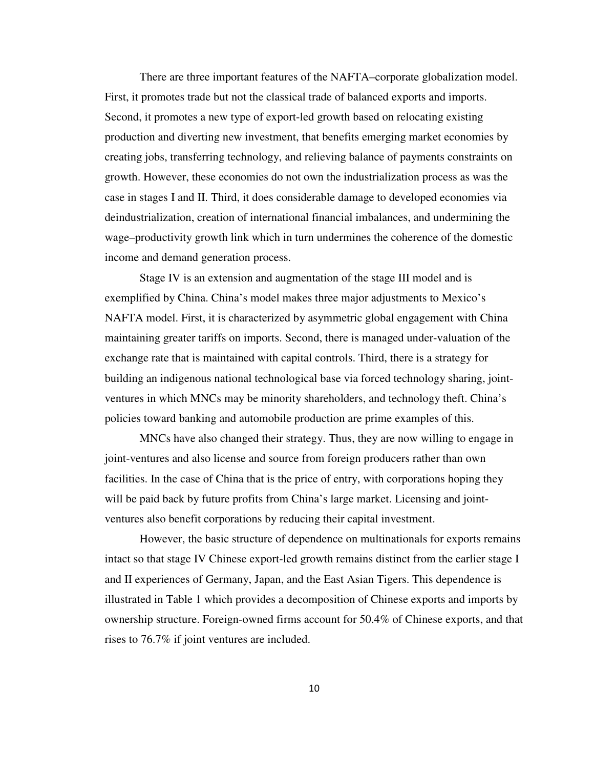There are three important features of the NAFTA–corporate globalization model. First, it promotes trade but not the classical trade of balanced exports and imports. Second, it promotes a new type of export-led growth based on relocating existing production and diverting new investment, that benefits emerging market economies by creating jobs, transferring technology, and relieving balance of payments constraints on growth. However, these economies do not own the industrialization process as was the case in stages I and II. Third, it does considerable damage to developed economies via deindustrialization, creation of international financial imbalances, and undermining the wage–productivity growth link which in turn undermines the coherence of the domestic income and demand generation process.

Stage IV is an extension and augmentation of the stage III model and is exemplified by China. China's model makes three major adjustments to Mexico's NAFTA model. First, it is characterized by asymmetric global engagement with China maintaining greater tariffs on imports. Second, there is managed under-valuation of the exchange rate that is maintained with capital controls. Third, there is a strategy for building an indigenous national technological base via forced technology sharing, joint-ventures in which MNCs may be minority shareholders, and technology theft. China's policies toward banking and automobile production are prime examples of this.

MNCs have also changed their strategy. Thus, they are now willing to engage in joint-ventures and also license and source from foreign producers rather than own facilities. In the case of China that is the price of entry, with corporations hoping they will be paid back by future profits from China's large market. Licensing and joint-ventures also benefit corporations by reducing their capital investment.

However, the basic structure of dependence on multinationals for exports remains intact so that stage IV Chinese export-led growth remains distinct from the earlier stage I and II experiences of Germany, Japan, and the East Asian Tigers. This dependence is illustrated in Table 1 which provides a decomposition of Chinese exports and imports by ownership structure. Foreign-owned firms account for 50.4% of Chinese exports, and that rises to 76.7% if joint ventures are included.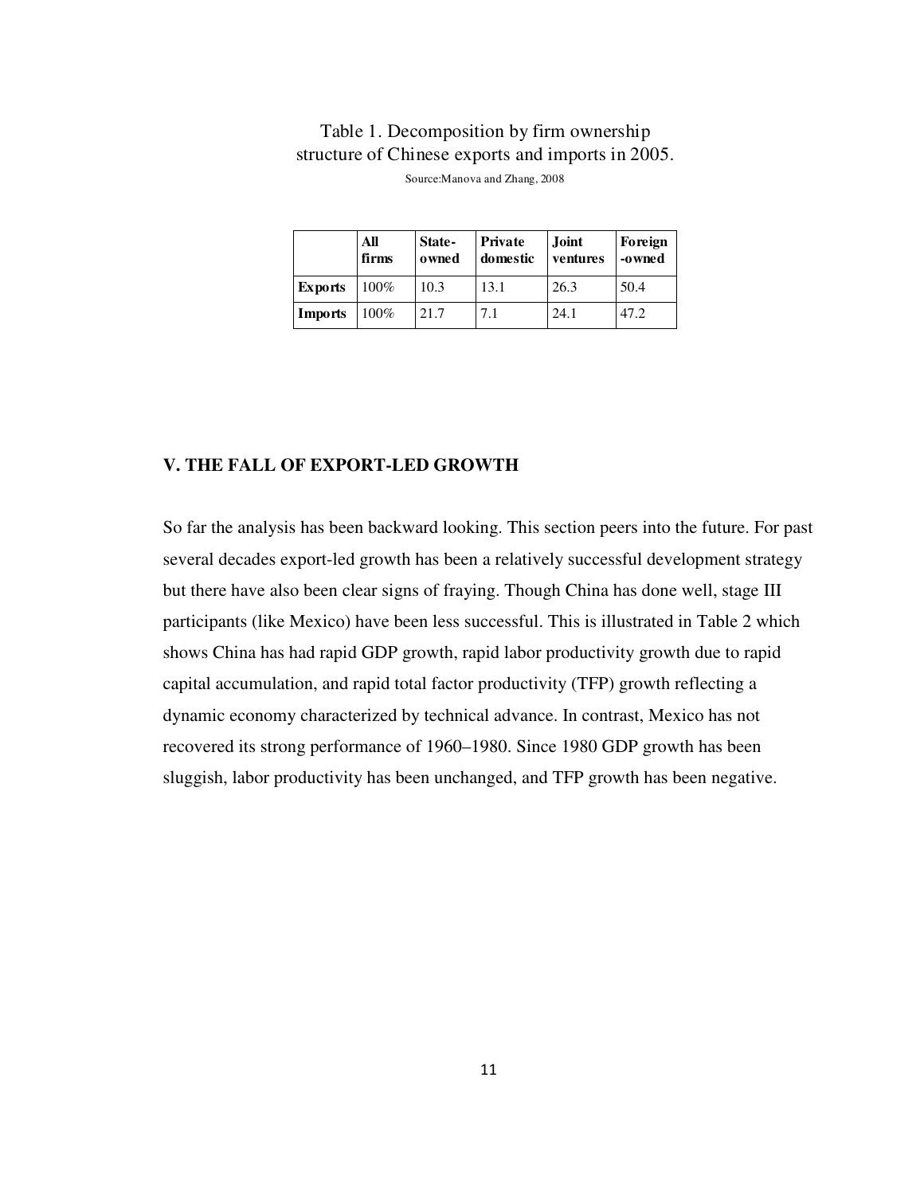Table 1. Decomposition by firm ownership structure of Chinese exports and imports in 2005.

Source:Manova and Zhang, 2008

| | All firms | State-owned | Private domestic | Joint ventures | Foreign-owned |
|---|---|---|---|---|---|
| **Exports** | 100% | 10.3 | 13.1 | 26.3 | 50.4 |
| **Imports** | 100% | 21.7 | 7.1 | 24.1 | 47.2 |

## V. THE FALL OF EXPORT-LED GROWTH

So far the analysis has been backward looking. This section peers into the future. For past several decades export-led growth has been a relatively successful development strategy but there have also been clear signs of fraying. Though China has done well, stage III participants (like Mexico) have been less successful. This is illustrated in Table 2 which shows China has had rapid GDP growth, rapid labor productivity growth due to rapid capital accumulation, and rapid total factor productivity (TFP) growth reflecting a dynamic economy characterized by technical advance. In contrast, Mexico has not recovered its strong performance of 1960–1980. Since 1980 GDP growth has been sluggish, labor productivity has been unchanged, and TFP growth has been negative.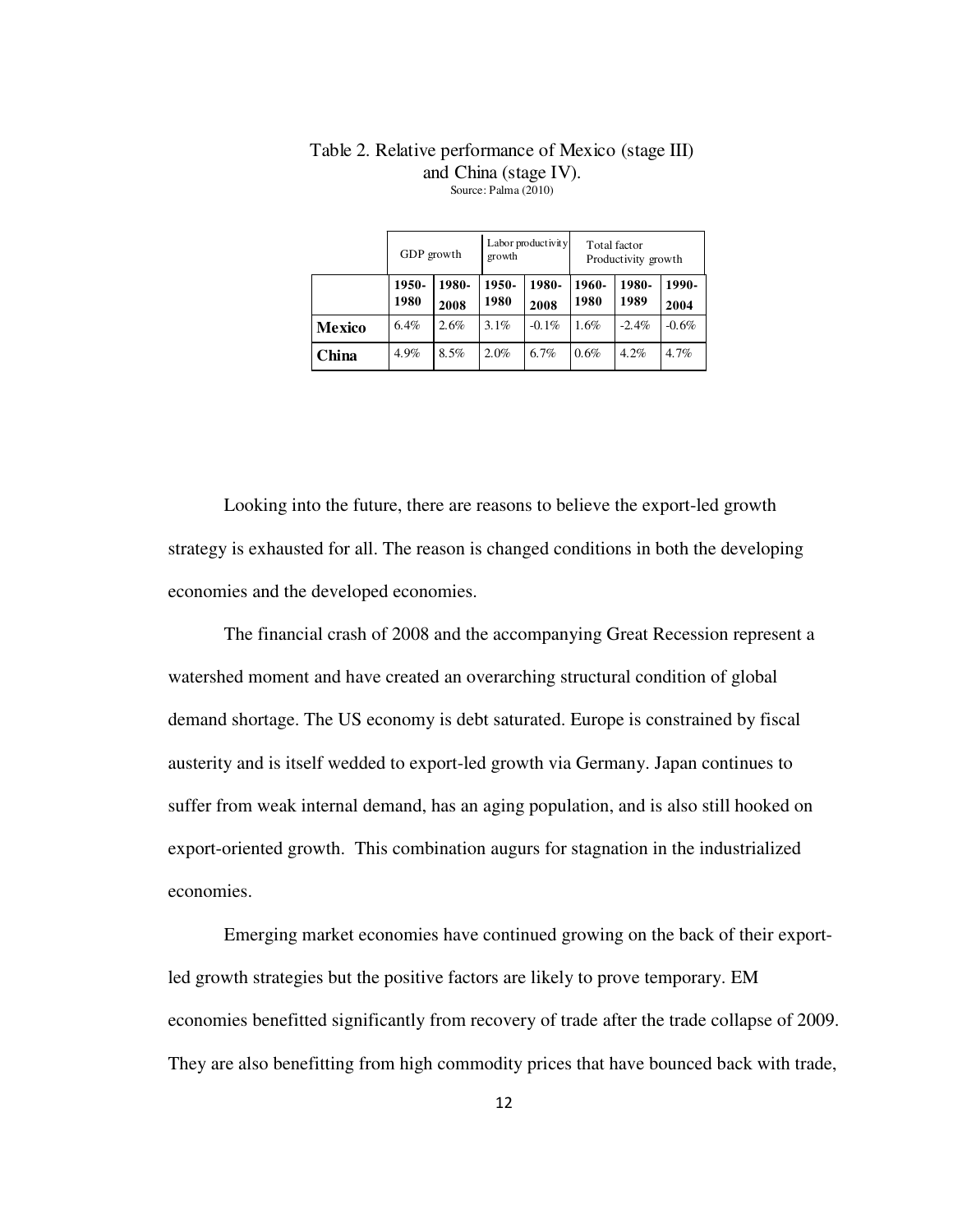Table 2. Relative performance of Mexico (stage III) and China (stage IV).
Source: Palma (2010)

| | GDP growth | | Labor productivity growth | | Total factor Productivity growth | | |
|---|---|---|---|---|---|---|---|
| | 1950-1980 | 1980-2008 | 1950-1980 | 1980-2008 | 1960-1980 | 1980-1989 | 1990-2004 |
| **Mexico** | 6.4% | 2.6% | 3.1% | -0.1% | 1.6% | -2.4% | -0.6% |
| **China** | 4.9% | 8.5% | 2.0% | 6.7% | 0.6% | 4.2% | 4.7% |

Looking into the future, there are reasons to believe the export-led growth strategy is exhausted for all. The reason is changed conditions in both the developing economies and the developed economies.

The financial crash of 2008 and the accompanying Great Recession represent a watershed moment and have created an overarching structural condition of global demand shortage. The US economy is debt saturated. Europe is constrained by fiscal austerity and is itself wedded to export-led growth via Germany. Japan continues to suffer from weak internal demand, has an aging population, and is also still hooked on export-oriented growth. This combination augurs for stagnation in the industrialized economies.

Emerging market economies have continued growing on the back of their export-led growth strategies but the positive factors are likely to prove temporary. EM economies benefitted significantly from recovery of trade after the trade collapse of 2009. They are also benefitting from high commodity prices that have bounced back with trade,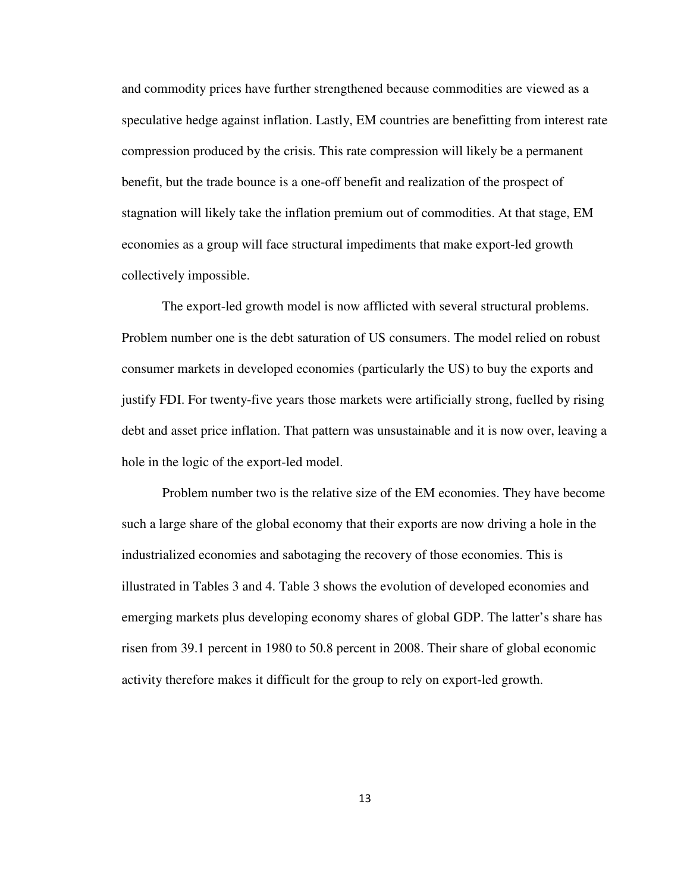and commodity prices have further strengthened because commodities are viewed as a speculative hedge against inflation. Lastly, EM countries are benefitting from interest rate compression produced by the crisis. This rate compression will likely be a permanent benefit, but the trade bounce is a one-off benefit and realization of the prospect of stagnation will likely take the inflation premium out of commodities. At that stage, EM economies as a group will face structural impediments that make export-led growth collectively impossible.

The export-led growth model is now afflicted with several structural problems. Problem number one is the debt saturation of US consumers. The model relied on robust consumer markets in developed economies (particularly the US) to buy the exports and justify FDI. For twenty-five years those markets were artificially strong, fuelled by rising debt and asset price inflation. That pattern was unsustainable and it is now over, leaving a hole in the logic of the export-led model.

Problem number two is the relative size of the EM economies. They have become such a large share of the global economy that their exports are now driving a hole in the industrialized economies and sabotaging the recovery of those economies. This is illustrated in Tables 3 and 4. Table 3 shows the evolution of developed economies and emerging markets plus developing economy shares of global GDP. The latter's share has risen from 39.1 percent in 1980 to 50.8 percent in 2008. Their share of global economic activity therefore makes it difficult for the group to rely on export-led growth.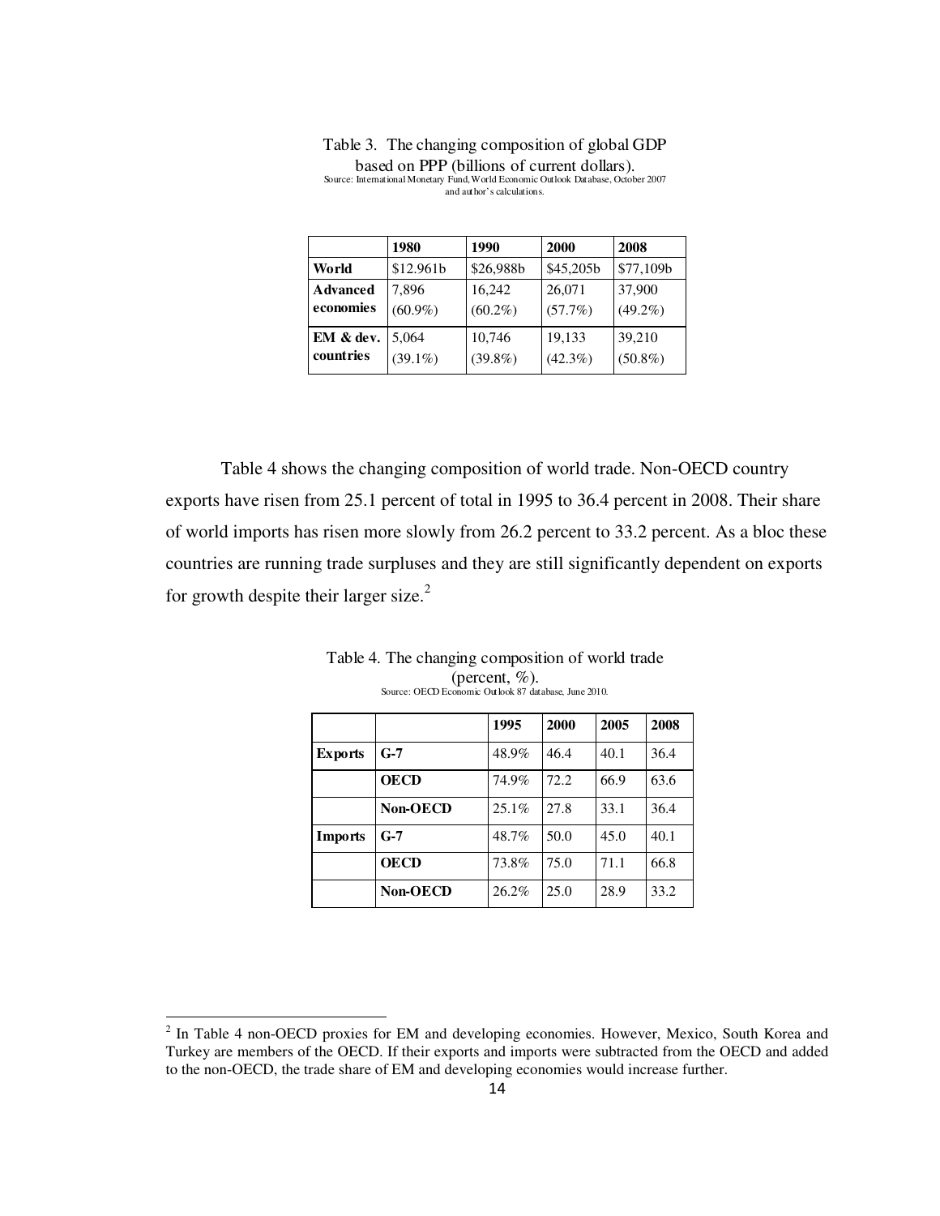Table 3. The changing composition of global GDP based on PPP (billions of current dollars).
Source: International Monetary Fund, World Economic Outlook Database, October 2007 and author's calculations.

| | 1980 | 1990 | 2000 | 2008 |
|---|---|---|---|---|
| **World** | $12.961b | $26,988b | $45,205b | $77,109b |
| **Advanced economies** | 7,896 (60.9%) | 16,242 (60.2%) | 26,071 (57.7%) | 37,900 (49.2%) |
| **EM & dev. countries** | 5,064 (39.1%) | 10,746 (39.8%) | 19,133 (42.3%) | 39,210 (50.8%) |

Table 4 shows the changing composition of world trade. Non-OECD country exports have risen from 25.1 percent of total in 1995 to 36.4 percent in 2008. Their share of world imports has risen more slowly from 26.2 percent to 33.2 percent. As a bloc these countries are running trade surpluses and they are still significantly dependent on exports for growth despite their larger size.[2]

Table 4. The changing composition of world trade (percent, %).
Source: OECD Economic Outlook 87 database, June 2010.

| | | 1995 | 2000 | 2005 | 2008 |
|---|---|---|---|---|---|
| **Exports** | **G-7** | 48.9% | 46.4 | 40.1 | 36.4 |
| | **OECD** | 74.9% | 72.2 | 66.9 | 63.6 |
| | **Non-OECD** | 25.1% | 27.8 | 33.1 | 36.4 |
| **Imports** | **G-7** | 48.7% | 50.0 | 45.0 | 40.1 |
| | **OECD** | 73.8% | 75.0 | 71.1 | 66.8 |
| | **Non-OECD** | 26.2% | 25.0 | 28.9 | 33.2 |

[2] In Table 4 non-OECD proxies for EM and developing economies. However, Mexico, South Korea and Turkey are members of the OECD. If their exports and imports were subtracted from the OECD and added to the non-OECD, the trade share of EM and developing economies would increase further.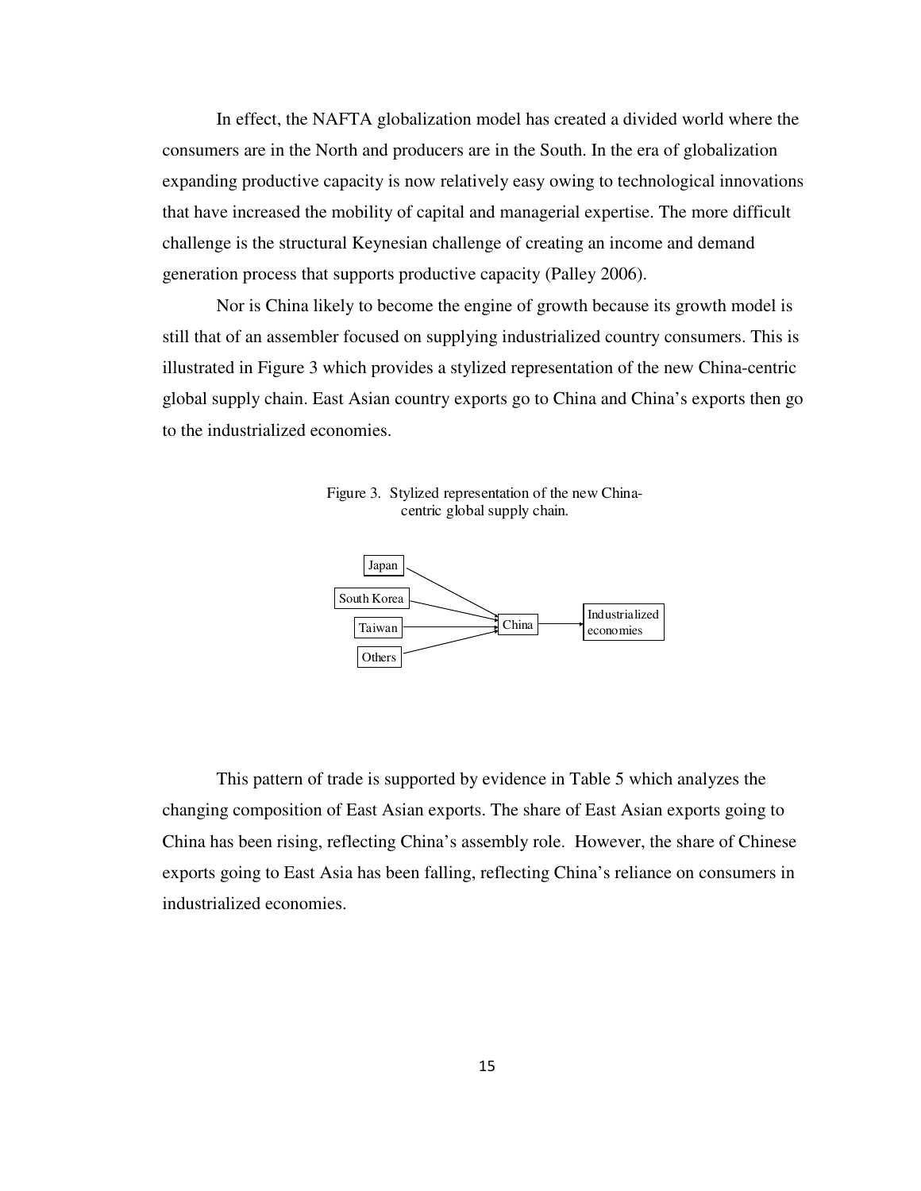In effect, the NAFTA globalization model has created a divided world where the consumers are in the North and producers are in the South. In the era of globalization expanding productive capacity is now relatively easy owing to technological innovations that have increased the mobility of capital and managerial expertise. The more difficult challenge is the structural Keynesian challenge of creating an income and demand generation process that supports productive capacity (Palley 2006).

Nor is China likely to become the engine of growth because its growth model is still that of an assembler focused on supplying industrialized country consumers. This is illustrated in Figure 3 which provides a stylized representation of the new China-centric global supply chain. East Asian country exports go to China and China's exports then go to the industrialized economies.

Figure 3. Stylized representation of the new China-centric global supply chain.

Japan → China
South Korea → China
Taiwan → China
Others → China
China → Industrialized economies

This pattern of trade is supported by evidence in Table 5 which analyzes the changing composition of East Asian exports. The share of East Asian exports going to China has been rising, reflecting China's assembly role. However, the share of Chinese exports going to East Asia has been falling, reflecting China's reliance on consumers in industrialized economies.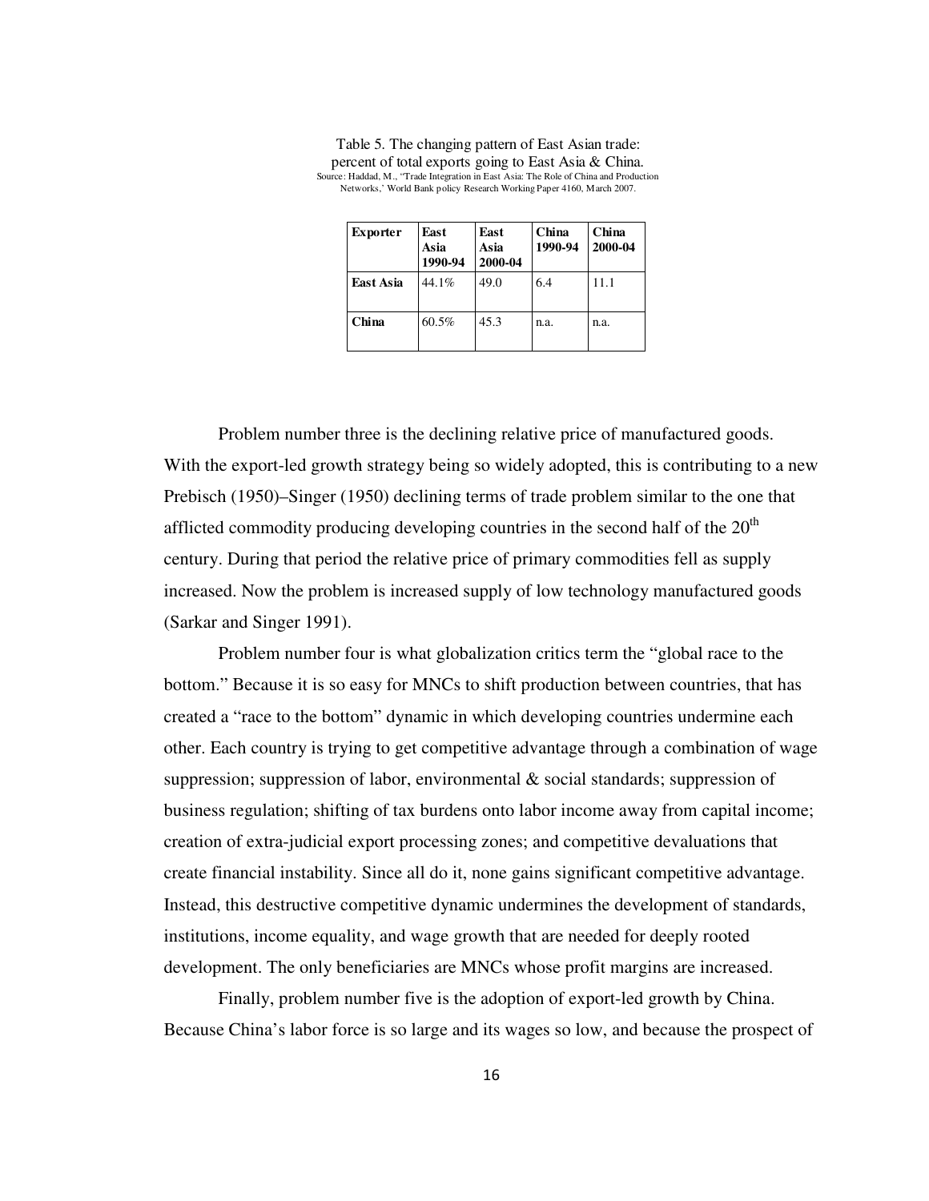Table 5. The changing pattern of East Asian trade: percent of total exports going to East Asia & China.
Source: Haddad, M., "Trade Integration in East Asia: The Role of China and Production Networks,' World Bank policy Research Working Paper 4160, March 2007.

| Exporter | East Asia 1990-94 | East Asia 2000-04 | China 1990-94 | China 2000-04 |
|---|---|---|---|---|
| **East Asia** | 44.1% | 49.0 | 6.4 | 11.1 |
| **China** | 60.5% | 45.3 | n.a. | n.a. |

Problem number three is the declining relative price of manufactured goods. With the export-led growth strategy being so widely adopted, this is contributing to a new Prebisch (1950)–Singer (1950) declining terms of trade problem similar to the one that afflicted commodity producing developing countries in the second half of the 20th century. During that period the relative price of primary commodities fell as supply increased. Now the problem is increased supply of low technology manufactured goods (Sarkar and Singer 1991).

Problem number four is what globalization critics term the "global race to the bottom." Because it is so easy for MNCs to shift production between countries, that has created a "race to the bottom" dynamic in which developing countries undermine each other. Each country is trying to get competitive advantage through a combination of wage suppression; suppression of labor, environmental & social standards; suppression of business regulation; shifting of tax burdens onto labor income away from capital income; creation of extra-judicial export processing zones; and competitive devaluations that create financial instability. Since all do it, none gains significant competitive advantage. Instead, this destructive competitive dynamic undermines the development of standards, institutions, income equality, and wage growth that are needed for deeply rooted development. The only beneficiaries are MNCs whose profit margins are increased.

Finally, problem number five is the adoption of export-led growth by China. Because China's labor force is so large and its wages so low, and because the prospect of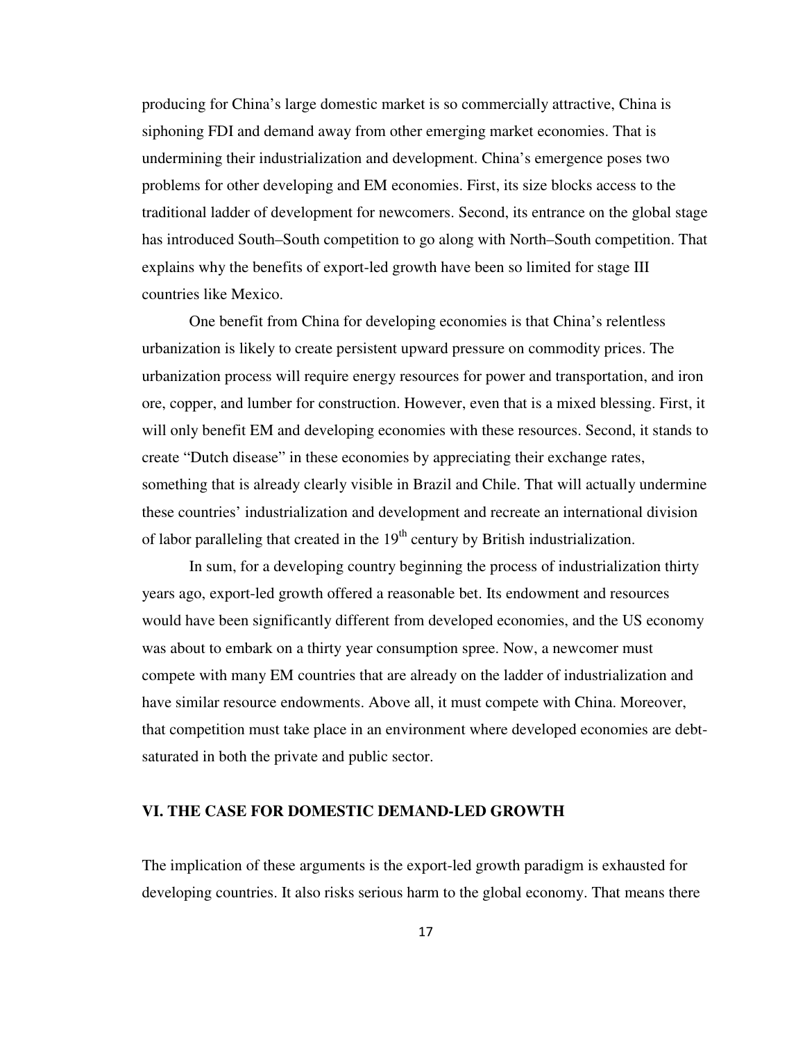producing for China's large domestic market is so commercially attractive, China is siphoning FDI and demand away from other emerging market economies. That is undermining their industrialization and development. China's emergence poses two problems for other developing and EM economies. First, its size blocks access to the traditional ladder of development for newcomers. Second, its entrance on the global stage has introduced South–South competition to go along with North–South competition. That explains why the benefits of export-led growth have been so limited for stage III countries like Mexico.

One benefit from China for developing economies is that China's relentless urbanization is likely to create persistent upward pressure on commodity prices. The urbanization process will require energy resources for power and transportation, and iron ore, copper, and lumber for construction. However, even that is a mixed blessing. First, it will only benefit EM and developing economies with these resources. Second, it stands to create "Dutch disease" in these economies by appreciating their exchange rates, something that is already clearly visible in Brazil and Chile. That will actually undermine these countries' industrialization and development and recreate an international division of labor paralleling that created in the 19th century by British industrialization.

In sum, for a developing country beginning the process of industrialization thirty years ago, export-led growth offered a reasonable bet. Its endowment and resources would have been significantly different from developed economies, and the US economy was about to embark on a thirty year consumption spree. Now, a newcomer must compete with many EM countries that are already on the ladder of industrialization and have similar resource endowments. Above all, it must compete with China. Moreover, that competition must take place in an environment where developed economies are debt-saturated in both the private and public sector.

## VI. THE CASE FOR DOMESTIC DEMAND-LED GROWTH

The implication of these arguments is the export-led growth paradigm is exhausted for developing countries. It also risks serious harm to the global economy. That means there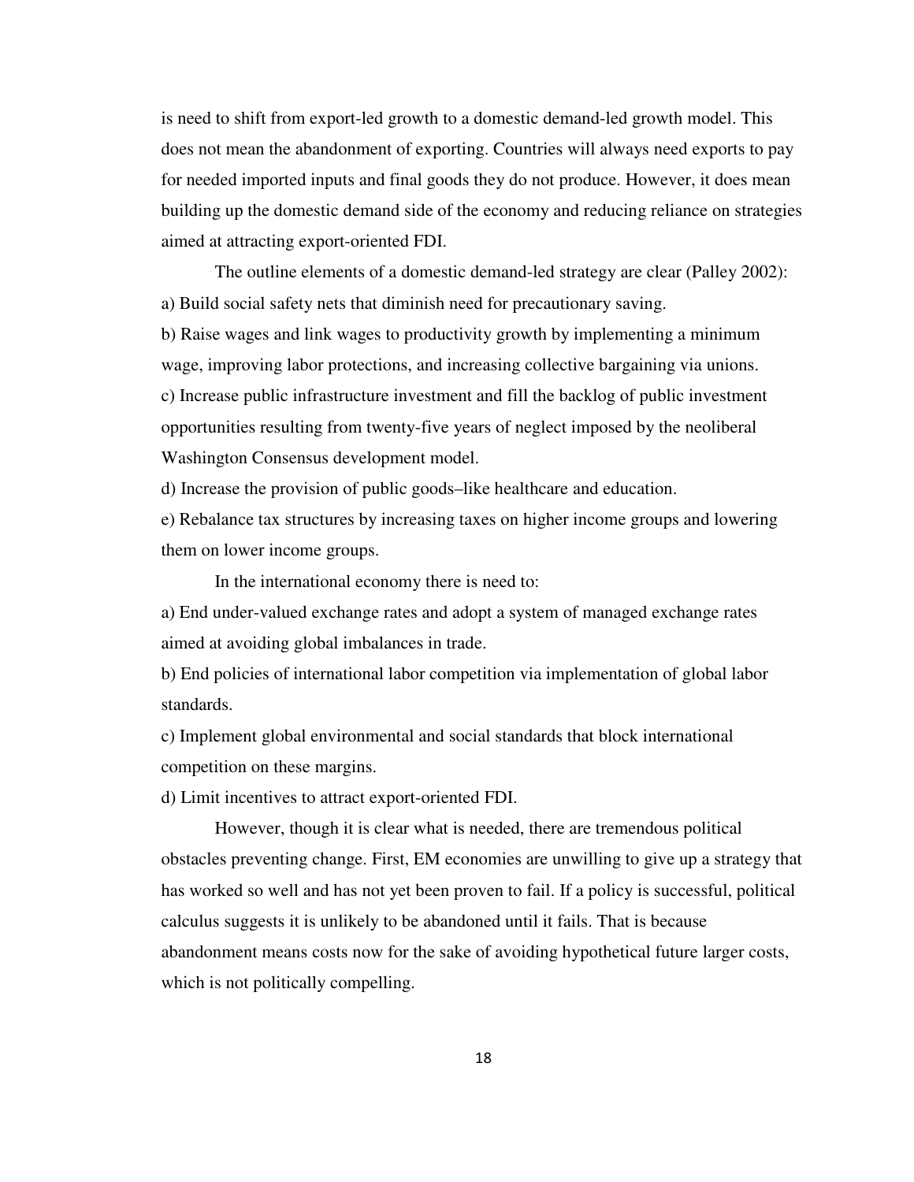is need to shift from export-led growth to a domestic demand-led growth model. This does not mean the abandonment of exporting. Countries will always need exports to pay for needed imported inputs and final goods they do not produce. However, it does mean building up the domestic demand side of the economy and reducing reliance on strategies aimed at attracting export-oriented FDI.

The outline elements of a domestic demand-led strategy are clear (Palley 2002):

a) Build social safety nets that diminish need for precautionary saving.

b) Raise wages and link wages to productivity growth by implementing a minimum wage, improving labor protections, and increasing collective bargaining via unions.

c) Increase public infrastructure investment and fill the backlog of public investment opportunities resulting from twenty-five years of neglect imposed by the neoliberal Washington Consensus development model.

d) Increase the provision of public goods–like healthcare and education.

e) Rebalance tax structures by increasing taxes on higher income groups and lowering them on lower income groups.

In the international economy there is need to:

a) End under-valued exchange rates and adopt a system of managed exchange rates aimed at avoiding global imbalances in trade.

b) End policies of international labor competition via implementation of global labor standards.

c) Implement global environmental and social standards that block international competition on these margins.

d) Limit incentives to attract export-oriented FDI.

However, though it is clear what is needed, there are tremendous political obstacles preventing change. First, EM economies are unwilling to give up a strategy that has worked so well and has not yet been proven to fail. If a policy is successful, political calculus suggests it is unlikely to be abandoned until it fails. That is because abandonment means costs now for the sake of avoiding hypothetical future larger costs, which is not politically compelling.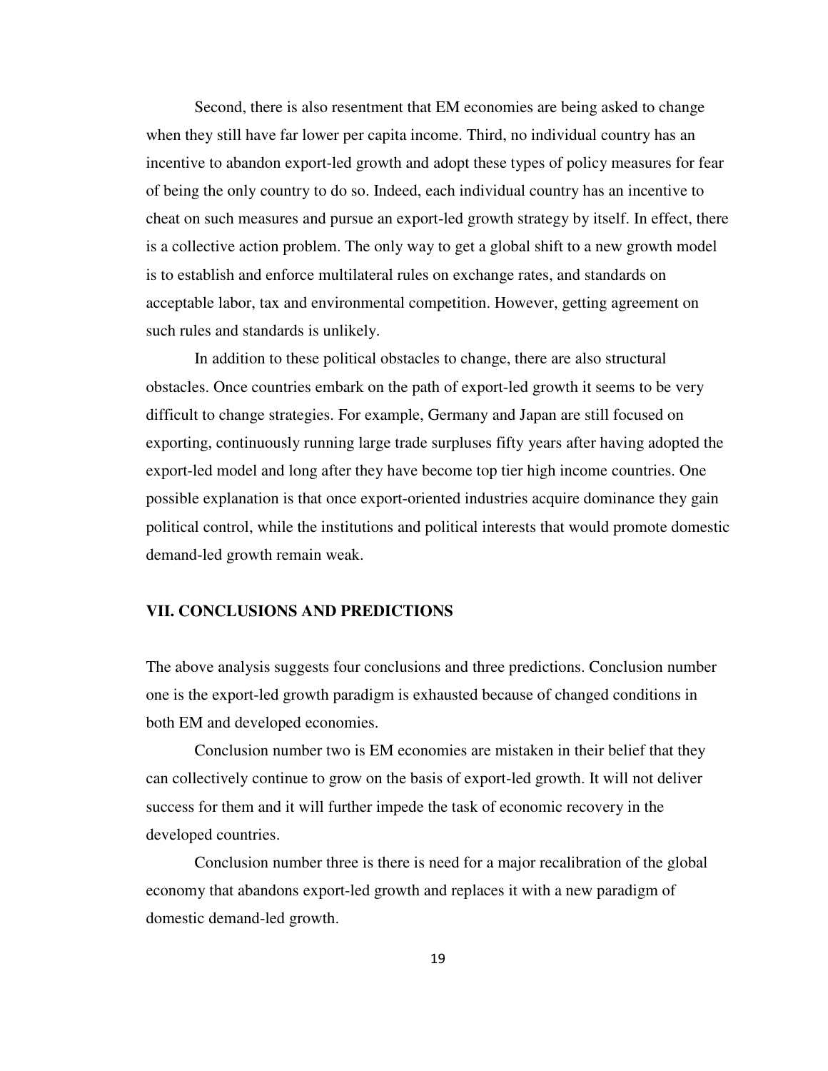Second, there is also resentment that EM economies are being asked to change when they still have far lower per capita income. Third, no individual country has an incentive to abandon export-led growth and adopt these types of policy measures for fear of being the only country to do so. Indeed, each individual country has an incentive to cheat on such measures and pursue an export-led growth strategy by itself. In effect, there is a collective action problem. The only way to get a global shift to a new growth model is to establish and enforce multilateral rules on exchange rates, and standards on acceptable labor, tax and environmental competition. However, getting agreement on such rules and standards is unlikely.

In addition to these political obstacles to change, there are also structural obstacles. Once countries embark on the path of export-led growth it seems to be very difficult to change strategies. For example, Germany and Japan are still focused on exporting, continuously running large trade surpluses fifty years after having adopted the export-led model and long after they have become top tier high income countries. One possible explanation is that once export-oriented industries acquire dominance they gain political control, while the institutions and political interests that would promote domestic demand-led growth remain weak.

## VII. CONCLUSIONS AND PREDICTIONS

The above analysis suggests four conclusions and three predictions. Conclusion number one is the export-led growth paradigm is exhausted because of changed conditions in both EM and developed economies.

Conclusion number two is EM economies are mistaken in their belief that they can collectively continue to grow on the basis of export-led growth. It will not deliver success for them and it will further impede the task of economic recovery in the developed countries.

Conclusion number three is there is need for a major recalibration of the global economy that abandons export-led growth and replaces it with a new paradigm of domestic demand-led growth.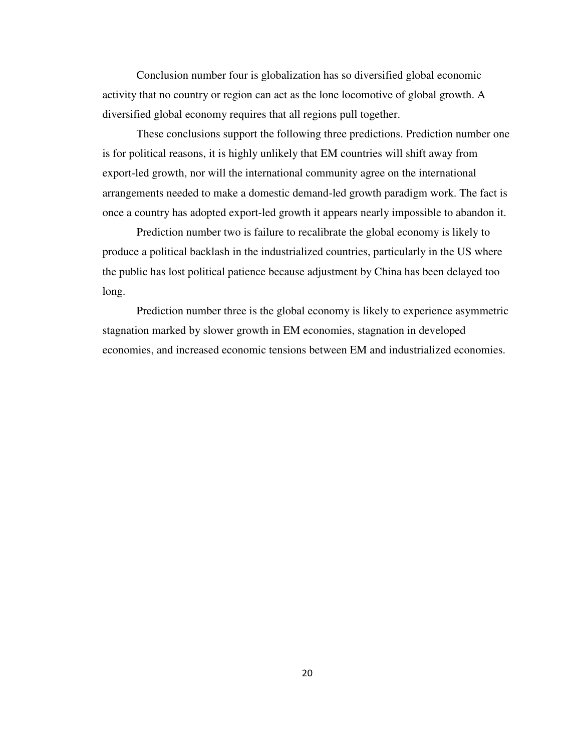Conclusion number four is globalization has so diversified global economic activity that no country or region can act as the lone locomotive of global growth. A diversified global economy requires that all regions pull together.

These conclusions support the following three predictions. Prediction number one is for political reasons, it is highly unlikely that EM countries will shift away from export-led growth, nor will the international community agree on the international arrangements needed to make a domestic demand-led growth paradigm work. The fact is once a country has adopted export-led growth it appears nearly impossible to abandon it.

Prediction number two is failure to recalibrate the global economy is likely to produce a political backlash in the industrialized countries, particularly in the US where the public has lost political patience because adjustment by China has been delayed too long.

Prediction number three is the global economy is likely to experience asymmetric stagnation marked by slower growth in EM economies, stagnation in developed economies, and increased economic tensions between EM and industrialized economies.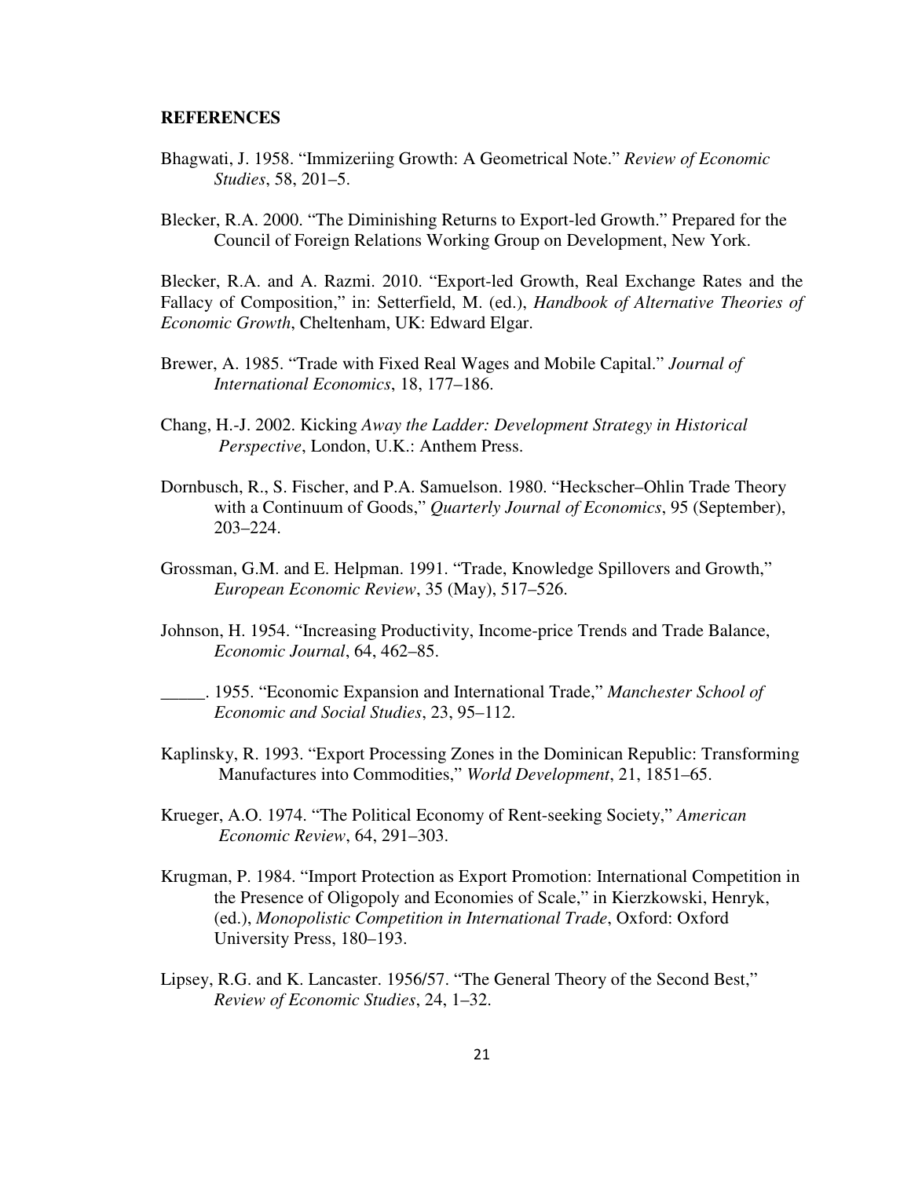**REFERENCES**

Bhagwati, J. 1958. "Immizeriing Growth: A Geometrical Note." *Review of Economic Studies*, 58, 201–5.

Blecker, R.A. 2000. "The Diminishing Returns to Export-led Growth." Prepared for the Council of Foreign Relations Working Group on Development, New York.

Blecker, R.A. and A. Razmi. 2010. "Export-led Growth, Real Exchange Rates and the Fallacy of Composition," in: Setterfield, M. (ed.), *Handbook of Alternative Theories of Economic Growth*, Cheltenham, UK: Edward Elgar.

Brewer, A. 1985. "Trade with Fixed Real Wages and Mobile Capital." *Journal of International Economics*, 18, 177–186.

Chang, H.-J. 2002. Kicking *Away the Ladder: Development Strategy in Historical Perspective*, London, U.K.: Anthem Press.

Dornbusch, R., S. Fischer, and P.A. Samuelson. 1980. "Heckscher–Ohlin Trade Theory with a Continuum of Goods," *Quarterly Journal of Economics*, 95 (September), 203–224.

Grossman, G.M. and E. Helpman. 1991. "Trade, Knowledge Spillovers and Growth," *European Economic Review*, 35 (May), 517–526.

Johnson, H. 1954. "Increasing Productivity, Income-price Trends and Trade Balance, *Economic Journal*, 64, 462–85.

_____. 1955. "Economic Expansion and International Trade," *Manchester School of Economic and Social Studies*, 23, 95–112.

Kaplinsky, R. 1993. "Export Processing Zones in the Dominican Republic: Transforming Manufactures into Commodities," *World Development*, 21, 1851–65.

Krueger, A.O. 1974. "The Political Economy of Rent-seeking Society," *American Economic Review*, 64, 291–303.

Krugman, P. 1984. "Import Protection as Export Promotion: International Competition in the Presence of Oligopoly and Economies of Scale," in Kierzkowski, Henryk, (ed.), *Monopolistic Competition in International Trade*, Oxford: Oxford University Press, 180–193.

Lipsey, R.G. and K. Lancaster. 1956/57. "The General Theory of the Second Best," *Review of Economic Studies*, 24, 1–32.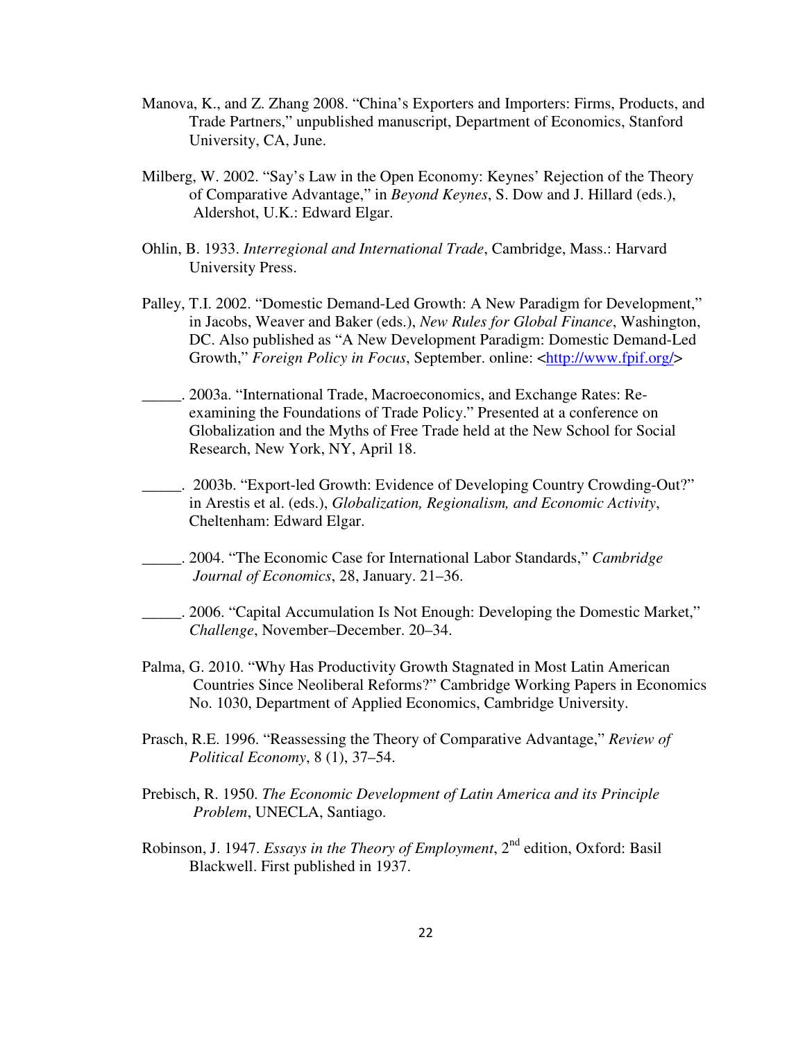Manova, K., and Z. Zhang 2008. "China's Exporters and Importers: Firms, Products, and Trade Partners," unpublished manuscript, Department of Economics, Stanford University, CA, June.

Milberg, W. 2002. "Say's Law in the Open Economy: Keynes' Rejection of the Theory of Comparative Advantage," in *Beyond Keynes*, S. Dow and J. Hillard (eds.), Aldershot, U.K.: Edward Elgar.

Ohlin, B. 1933. *Interregional and International Trade*, Cambridge, Mass.: Harvard University Press.

Palley, T.I. 2002. "Domestic Demand-Led Growth: A New Paradigm for Development," in Jacobs, Weaver and Baker (eds.), *New Rules for Global Finance*, Washington, DC. Also published as "A New Development Paradigm: Domestic Demand-Led Growth," *Foreign Policy in Focus*, September. online: <http://www.fpif.org/>

_____. 2003a. "International Trade, Macroeconomics, and Exchange Rates: Re-examining the Foundations of Trade Policy." Presented at a conference on Globalization and the Myths of Free Trade held at the New School for Social Research, New York, NY, April 18.

_____. 2003b. "Export-led Growth: Evidence of Developing Country Crowding-Out?" in Arestis et al. (eds.), *Globalization, Regionalism, and Economic Activity*, Cheltenham: Edward Elgar.

_____. 2004. "The Economic Case for International Labor Standards," *Cambridge Journal of Economics*, 28, January. 21–36.

_____. 2006. "Capital Accumulation Is Not Enough: Developing the Domestic Market," *Challenge*, November–December. 20–34.

Palma, G. 2010. "Why Has Productivity Growth Stagnated in Most Latin American Countries Since Neoliberal Reforms?" Cambridge Working Papers in Economics No. 1030, Department of Applied Economics, Cambridge University.

Prasch, R.E. 1996. "Reassessing the Theory of Comparative Advantage," *Review of Political Economy*, 8 (1), 37–54.

Prebisch, R. 1950. *The Economic Development of Latin America and its Principle Problem*, UNECLA, Santiago.

Robinson, J. 1947. *Essays in the Theory of Employment*, 2nd edition, Oxford: Basil Blackwell. First published in 1937.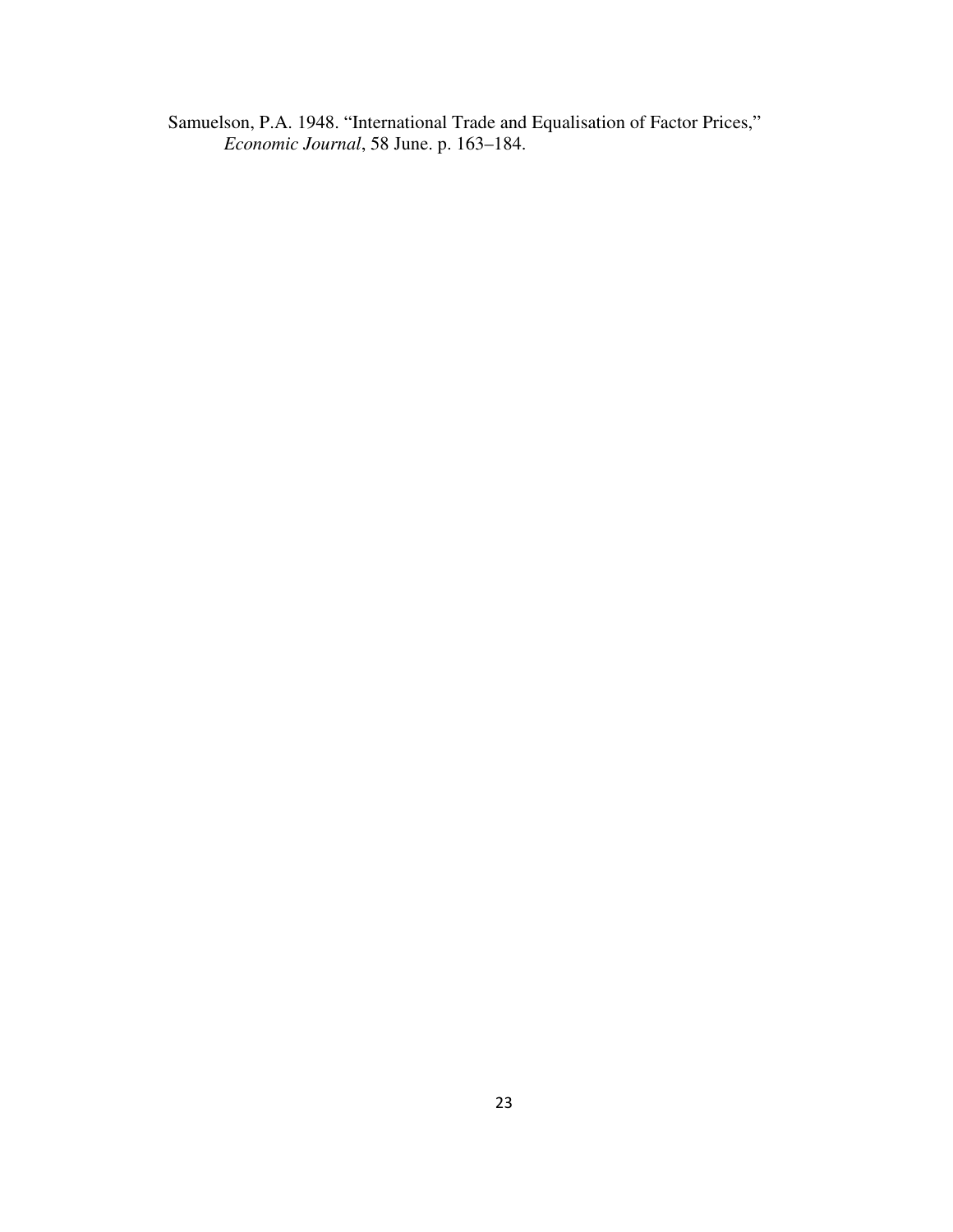Samuelson, P.A. 1948. "International Trade and Equalisation of Factor Prices," *Economic Journal*, 58 June. p. 163–184.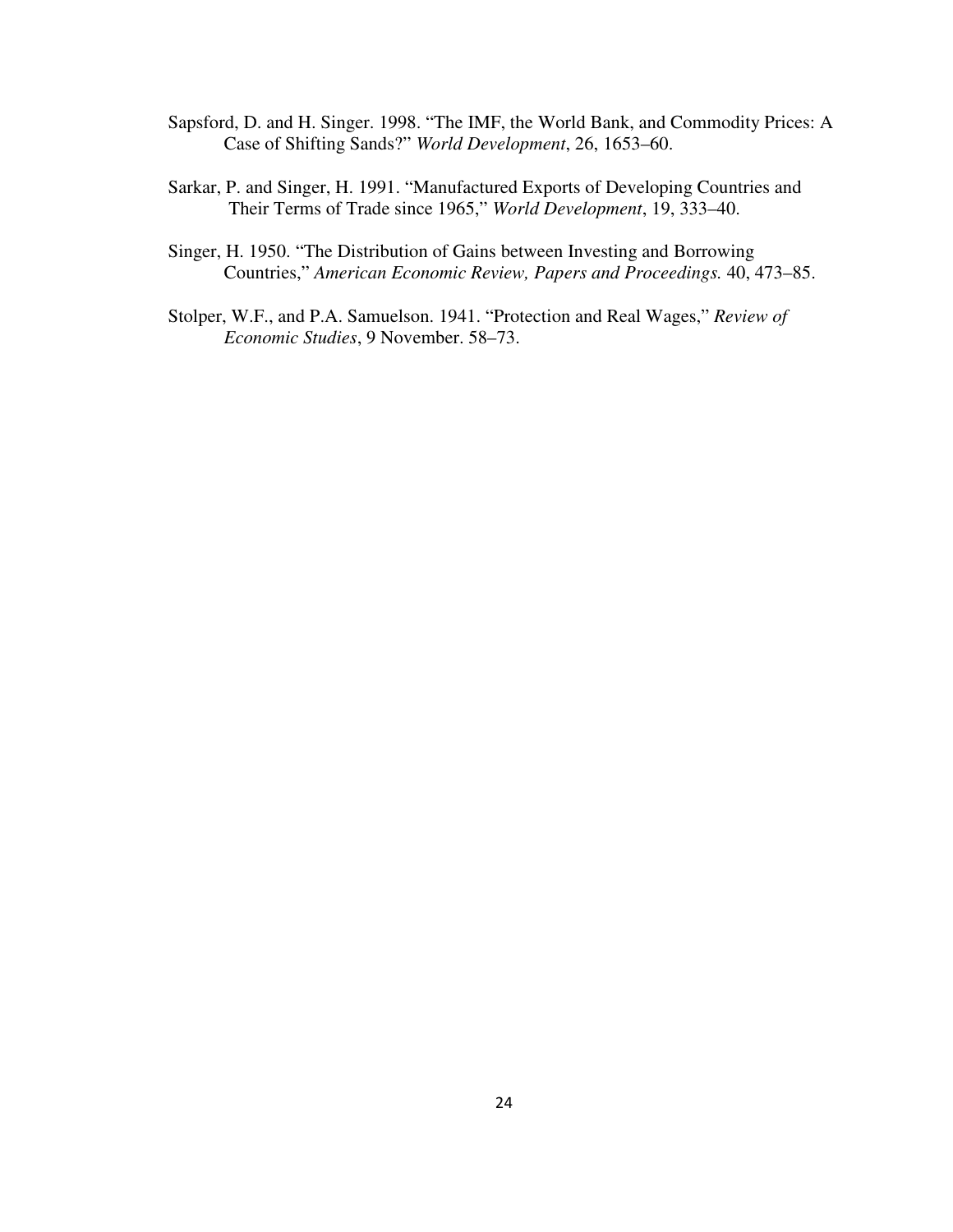Sapsford, D. and H. Singer. 1998. "The IMF, the World Bank, and Commodity Prices: A Case of Shifting Sands?" *World Development*, 26, 1653–60.

Sarkar, P. and Singer, H. 1991. "Manufactured Exports of Developing Countries and Their Terms of Trade since 1965," *World Development*, 19, 333–40.

Singer, H. 1950. "The Distribution of Gains between Investing and Borrowing Countries," *American Economic Review, Papers and Proceedings.* 40, 473–85.

Stolper, W.F., and P.A. Samuelson. 1941. "Protection and Real Wages," *Review of Economic Studies*, 9 November. 58–73.